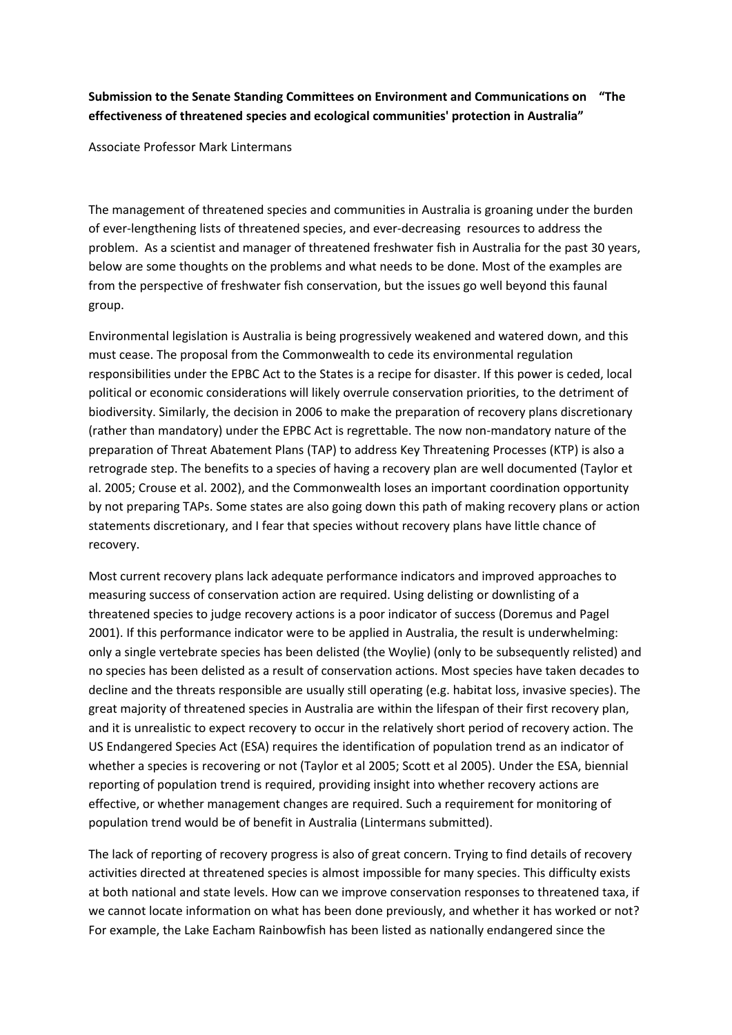**Submission to the Senate Standing Committees on Environment and Communications on "The effectiveness of threatened species and ecological communities' protection in Australia"**

Associate Professor Mark Lintermans

The management of threatened species and communities in Australia is groaning under the burden of ever-lengthening lists of threatened species, and ever-decreasing resources to address the problem. As a scientist and manager of threatened freshwater fish in Australia for the past 30 years, below are some thoughts on the problems and what needs to be done. Most of the examples are from the perspective of freshwater fish conservation, but the issues go well beyond this faunal group.

Environmental legislation is Australia is being progressively weakened and watered down, and this must cease. The proposal from the Commonwealth to cede its environmental regulation responsibilities under the EPBC Act to the States is a recipe for disaster. If this power is ceded, local political or economic considerations will likely overrule conservation priorities, to the detriment of biodiversity. Similarly, the decision in 2006 to make the preparation of recovery plans discretionary (rather than mandatory) under the EPBC Act is regrettable. The now non-mandatory nature of the preparation of Threat Abatement Plans (TAP) to address Key Threatening Processes (KTP) is also a retrograde step. The benefits to a species of having a recovery plan are well documented (Taylor et al. 2005; Crouse et al. 2002), and the Commonwealth loses an important coordination opportunity by not preparing TAPs. Some states are also going down this path of making recovery plans or action statements discretionary, and I fear that species without recovery plans have little chance of recovery.

Most current recovery plans lack adequate performance indicators and improved approaches to measuring success of conservation action are required. Using delisting or downlisting of a threatened species to judge recovery actions is a poor indicator of success (Doremus and Pagel 2001). If this performance indicator were to be applied in Australia, the result is underwhelming: only a single vertebrate species has been delisted (the Woylie) (only to be subsequently relisted) and no species has been delisted as a result of conservation actions. Most species have taken decades to decline and the threats responsible are usually still operating (e.g. habitat loss, invasive species). The great majority of threatened species in Australia are within the lifespan of their first recovery plan, and it is unrealistic to expect recovery to occur in the relatively short period of recovery action. The US Endangered Species Act (ESA) requires the identification of population trend as an indicator of whether a species is recovering or not (Taylor et al 2005; Scott et al 2005). Under the ESA, biennial reporting of population trend is required, providing insight into whether recovery actions are effective, or whether management changes are required. Such a requirement for monitoring of population trend would be of benefit in Australia (Lintermans submitted).

The lack of reporting of recovery progress is also of great concern. Trying to find details of recovery activities directed at threatened species is almost impossible for many species. This difficulty exists at both national and state levels. How can we improve conservation responses to threatened taxa, if we cannot locate information on what has been done previously, and whether it has worked or not? For example, the Lake Eacham Rainbowfish has been listed as nationally endangered since the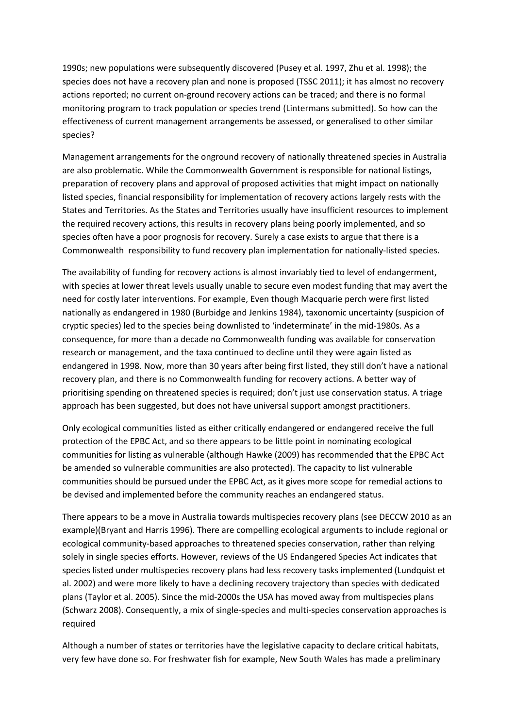1990s; new populations were subsequently discovered (Pusey et al. 1997, Zhu et al. 1998); the species does not have a recovery plan and none is proposed (TSSC 2011); it has almost no recovery actions reported; no current on-ground recovery actions can be traced; and there is no formal monitoring program to track population or species trend (Lintermans submitted). So how can the effectiveness of current management arrangements be assessed, or generalised to other similar species?

Management arrangements for the onground recovery of nationally threatened species in Australia are also problematic. While the Commonwealth Government is responsible for national listings, preparation of recovery plans and approval of proposed activities that might impact on nationally listed species, financial responsibility for implementation of recovery actions largely rests with the States and Territories. As the States and Territories usually have insufficient resources to implement the required recovery actions, this results in recovery plans being poorly implemented, and so species often have a poor prognosis for recovery. Surely a case exists to argue that there is a Commonwealth responsibility to fund recovery plan implementation for nationally-listed species.

The availability of funding for recovery actions is almost invariably tied to level of endangerment, with species at lower threat levels usually unable to secure even modest funding that may avert the need for costly later interventions. For example, Even though Macquarie perch were first listed nationally as endangered in 1980 (Burbidge and Jenkins 1984), taxonomic uncertainty (suspicion of cryptic species) led to the species being downlisted to 'indeterminate' in the mid-1980s. As a consequence, for more than a decade no Commonwealth funding was available for conservation research or management, and the taxa continued to decline until they were again listed as endangered in 1998. Now, more than 30 years after being first listed, they still don't have a national recovery plan, and there is no Commonwealth funding for recovery actions. A better way of prioritising spending on threatened species is required; don't just use conservation status. A triage approach has been suggested, but does not have universal support amongst practitioners.

Only ecological communities listed as either critically endangered or endangered receive the full protection of the EPBC Act, and so there appears to be little point in nominating ecological communities for listing as vulnerable (although Hawke (2009) has recommended that the EPBC Act be amended so vulnerable communities are also protected). The capacity to list vulnerable communities should be pursued under the EPBC Act, as it gives more scope for remedial actions to be devised and implemented before the community reaches an endangered status.

There appears to be a move in Australia towards multispecies recovery plans (see DECCW 2010 as an example)(Bryant and Harris 1996). There are compelling ecological arguments to include regional or ecological community-based approaches to threatened species conservation, rather than relying solely in single species efforts. However, reviews of the US Endangered Species Act indicates that species listed under multispecies recovery plans had less recovery tasks implemented (Lundquist et al. 2002) and were more likely to have a declining recovery trajectory than species with dedicated plans (Taylor et al. 2005). Since the mid-2000s the USA has moved away from multispecies plans (Schwarz 2008). Consequently, a mix of single-species and multi-species conservation approaches is required

Although a number of states or territories have the legislative capacity to declare critical habitats, very few have done so. For freshwater fish for example, New South Wales has made a preliminary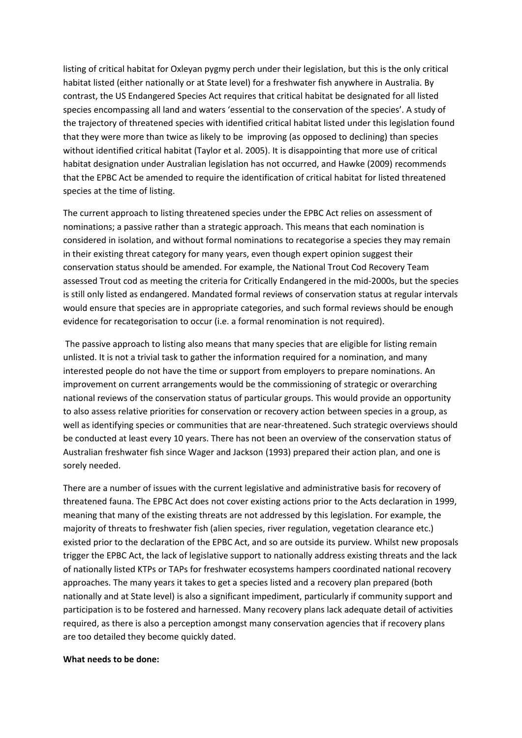listing of critical habitat for Oxleyan pygmy perch under their legislation, but this is the only critical habitat listed (either nationally or at State level) for a freshwater fish anywhere in Australia. By contrast, the US Endangered Species Act requires that critical habitat be designated for all listed species encompassing all land and waters 'essential to the conservation of the species'. A study of the trajectory of threatened species with identified critical habitat listed under this legislation found that they were more than twice as likely to be improving (as opposed to declining) than species without identified critical habitat (Taylor et al. 2005). It is disappointing that more use of critical habitat designation under Australian legislation has not occurred, and Hawke (2009) recommends that the EPBC Act be amended to require the identification of critical habitat for listed threatened species at the time of listing.

The current approach to listing threatened species under the EPBC Act relies on assessment of nominations; a passive rather than a strategic approach. This means that each nomination is considered in isolation, and without formal nominations to recategorise a species they may remain in their existing threat category for many years, even though expert opinion suggest their conservation status should be amended. For example, the National Trout Cod Recovery Team assessed Trout cod as meeting the criteria for Critically Endangered in the mid-2000s, but the species is still only listed as endangered. Mandated formal reviews of conservation status at regular intervals would ensure that species are in appropriate categories, and such formal reviews should be enough evidence for recategorisation to occur (i.e. a formal renomination is not required).

The passive approach to listing also means that many species that are eligible for listing remain unlisted. It is not a trivial task to gather the information required for a nomination, and many interested people do not have the time or support from employers to prepare nominations. An improvement on current arrangements would be the commissioning of strategic or overarching national reviews of the conservation status of particular groups. This would provide an opportunity to also assess relative priorities for conservation or recovery action between species in a group, as well as identifying species or communities that are near-threatened. Such strategic overviews should be conducted at least every 10 years. There has not been an overview of the conservation status of Australian freshwater fish since Wager and Jackson (1993) prepared their action plan, and one is sorely needed.

There are a number of issues with the current legislative and administrative basis for recovery of threatened fauna. The EPBC Act does not cover existing actions prior to the Acts declaration in 1999, meaning that many of the existing threats are not addressed by this legislation. For example, the majority of threats to freshwater fish (alien species, river regulation, vegetation clearance etc.) existed prior to the declaration of the EPBC Act, and so are outside its purview. Whilst new proposals trigger the EPBC Act, the lack of legislative support to nationally address existing threats and the lack of nationally listed KTPs or TAPs for freshwater ecosystems hampers coordinated national recovery approaches. The many years it takes to get a species listed and a recovery plan prepared (both nationally and at State level) is also a significant impediment, particularly if community support and participation is to be fostered and harnessed. Many recovery plans lack adequate detail of activities required, as there is also a perception amongst many conservation agencies that if recovery plans are too detailed they become quickly dated.

**What needs to be done:**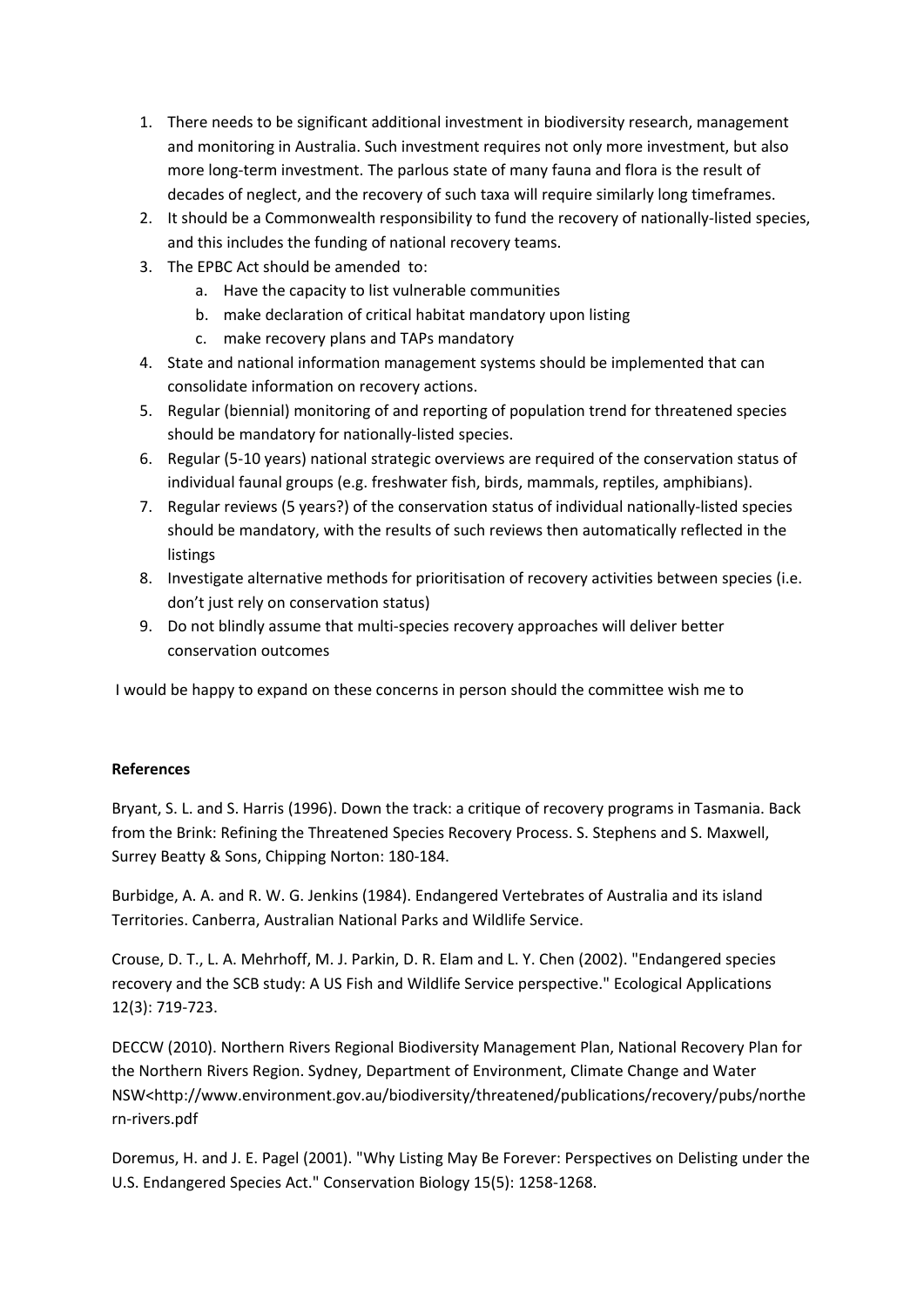1. There needs to be significant additional investment in biodiversity research, management and monitoring in Australia. Such investment requires not only more investment, but also more long-term investment. The parlous state of many fauna and flora is the result of decades of neglect, and the recovery of such taxa will require similarly long timeframes.
2. It should be a Commonwealth responsibility to fund the recovery of nationally-listed species, and this includes the funding of national recovery teams.
3. The EPBC Act should be amended to:
    a. Have the capacity to list vulnerable communities
    b. make declaration of critical habitat mandatory upon listing
    c. make recovery plans and TAPs mandatory
4. State and national information management systems should be implemented that can consolidate information on recovery actions.
5. Regular (biennial) monitoring of and reporting of population trend for threatened species should be mandatory for nationally-listed species.
6. Regular (5-10 years) national strategic overviews are required of the conservation status of individual faunal groups (e.g. freshwater fish, birds, mammals, reptiles, amphibians).
7. Regular reviews (5 years?) of the conservation status of individual nationally-listed species should be mandatory, with the results of such reviews then automatically reflected in the listings
8. Investigate alternative methods for prioritisation of recovery activities between species (i.e. don't just rely on conservation status)
9. Do not blindly assume that multi-species recovery approaches will deliver better conservation outcomes

I would be happy to expand on these concerns in person should the committee wish me to

**References**

Bryant, S. L. and S. Harris (1996). Down the track: a critique of recovery programs in Tasmania. Back from the Brink: Refining the Threatened Species Recovery Process. S. Stephens and S. Maxwell, Surrey Beatty & Sons, Chipping Norton: 180-184.

Burbidge, A. A. and R. W. G. Jenkins (1984). Endangered Vertebrates of Australia and its island Territories. Canberra, Australian National Parks and Wildlife Service.

Crouse, D. T., L. A. Mehrhoff, M. J. Parkin, D. R. Elam and L. Y. Chen (2002). "Endangered species recovery and the SCB study: A US Fish and Wildlife Service perspective." Ecological Applications 12(3): 719-723.

DECCW (2010). Northern Rivers Regional Biodiversity Management Plan, National Recovery Plan for the Northern Rivers Region. Sydney, Department of Environment, Climate Change and Water NSW<http://www.environment.gov.au/biodiversity/threatened/publications/recovery/pubs/northern-rivers.pdf

Doremus, H. and J. E. Pagel (2001). "Why Listing May Be Forever: Perspectives on Delisting under the U.S. Endangered Species Act." Conservation Biology 15(5): 1258-1268.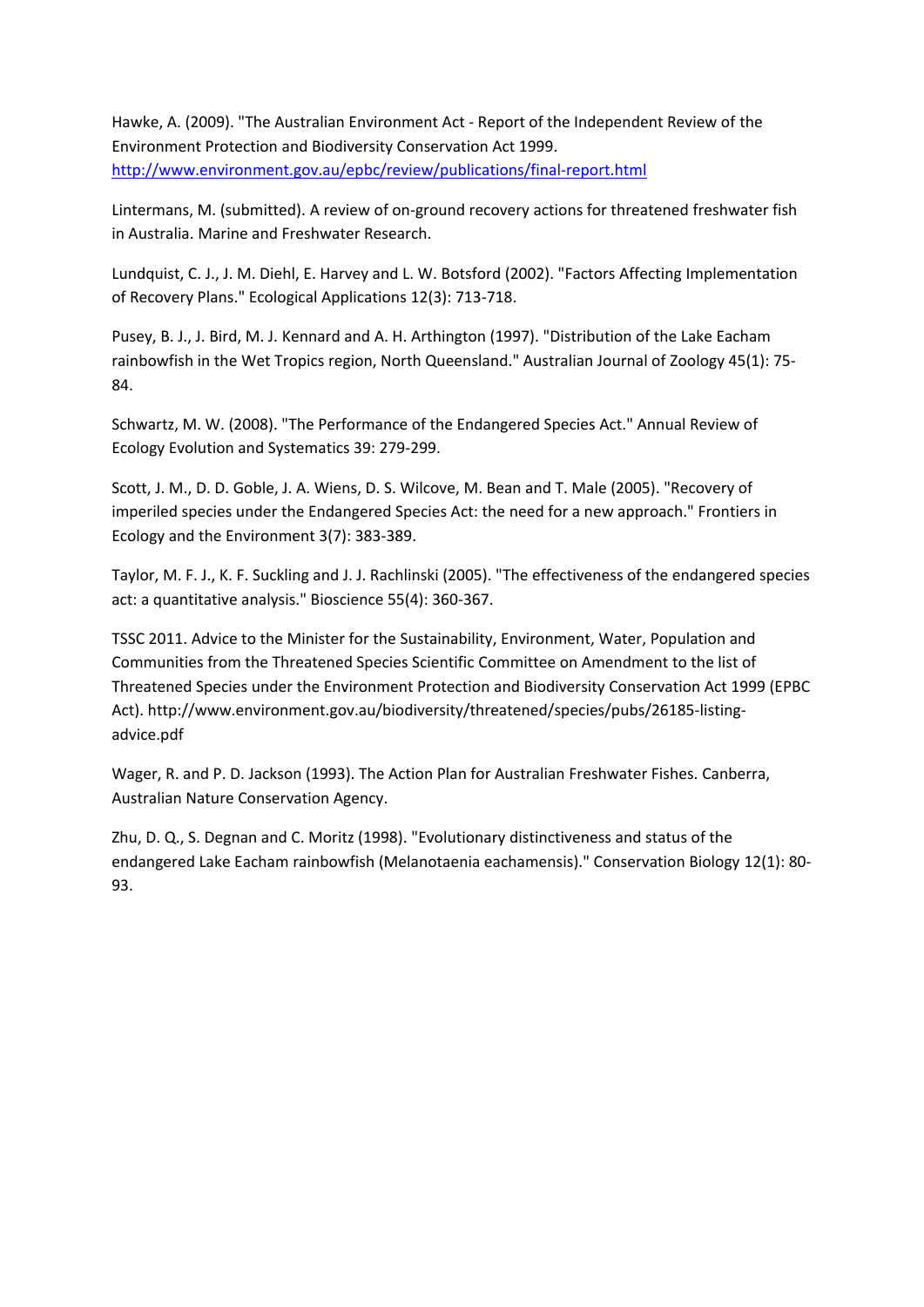Hawke, A. (2009). "The Australian Environment Act - Report of the Independent Review of the Environment Protection and Biodiversity Conservation Act 1999. [http://www.environment.gov.au/epbc/review/publications/final-report.html](http://www.environment.gov.au/epbc/review/publications/final-report.html)

Lintermans, M. (submitted). A review of on-ground recovery actions for threatened freshwater fish in Australia. Marine and Freshwater Research.

Lundquist, C. J., J. M. Diehl, E. Harvey and L. W. Botsford (2002). "Factors Affecting Implementation of Recovery Plans." Ecological Applications 12(3): 713-718.

Pusey, B. J., J. Bird, M. J. Kennard and A. H. Arthington (1997). "Distribution of the Lake Eacham rainbowfish in the Wet Tropics region, North Queensland." Australian Journal of Zoology 45(1): 75-84.

Schwartz, M. W. (2008). "The Performance of the Endangered Species Act." Annual Review of Ecology Evolution and Systematics 39: 279-299.

Scott, J. M., D. D. Goble, J. A. Wiens, D. S. Wilcove, M. Bean and T. Male (2005). "Recovery of imperiled species under the Endangered Species Act: the need for a new approach." Frontiers in Ecology and the Environment 3(7): 383-389.

Taylor, M. F. J., K. F. Suckling and J. J. Rachlinski (2005). "The effectiveness of the endangered species act: a quantitative analysis." Bioscience 55(4): 360-367.

TSSC 2011. Advice to the Minister for the Sustainability, Environment, Water, Population and Communities from the Threatened Species Scientific Committee on Amendment to the list of Threatened Species under the Environment Protection and Biodiversity Conservation Act 1999 (EPBC Act). http://www.environment.gov.au/biodiversity/threatened/species/pubs/26185-listing-advice.pdf

Wager, R. and P. D. Jackson (1993). The Action Plan for Australian Freshwater Fishes. Canberra, Australian Nature Conservation Agency.

Zhu, D. Q., S. Degnan and C. Moritz (1998). "Evolutionary distinctiveness and status of the endangered Lake Eacham rainbowfish (Melanotaenia eachamensis)." Conservation Biology 12(1): 80-93.